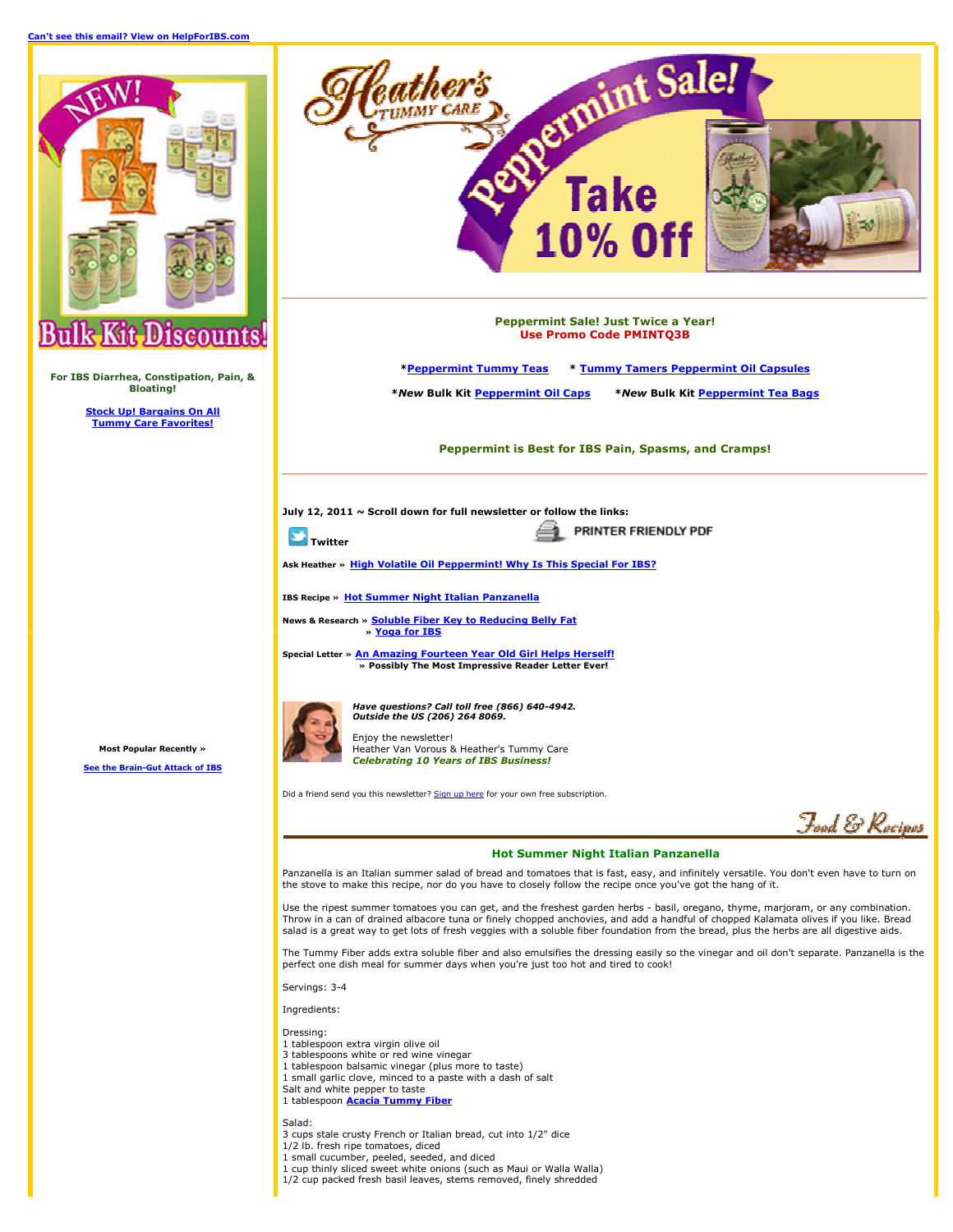Can't see this email? View on HelpForIBS.com

**For IBS Diarrhea, Constipation, Pain, & Bloating!**

**Stock Up! Bargains On All Tummy Care Favorites!**

**Most Popular Recently »**

**See the Brain-Gut Attack of IBS**

**Peppermint Sale! Just Twice a Year!**
**Use Promo Code PMINTQ3B**

*Peppermint Tummy Teas * Tummy Tamers Peppermint Oil Capsules

**\****New*** Bulk Kit Peppermint Oil Caps** **\****New*** Bulk Kit Peppermint Tea Bags**

**Peppermint is Best for IBS Pain, Spasms, and Cramps!**

**July 12, 2011 ~ Scroll down for full newsletter or follow the links:**

Twitter

PRINTER FRIENDLY PDF

**Ask Heather »** High Volatile Oil Peppermint! Why Is This Special For IBS?

**IBS Recipe »** Hot Summer Night Italian Panzanella

**News & Research »** Soluble Fiber Key to Reducing Belly Fat
» Yoga for IBS

**Special Letter »** An Amazing Fourteen Year Old Girl Helps Herself!
**» Possibly The Most Impressive Reader Letter Ever!**

***Have questions? Call toll free (866) 640-4942.***
***Outside the US (206) 264 8069.***

Enjoy the newsletter!
Heather Van Vorous & Heather's Tummy Care
***Celebrating 10 Years of IBS Business!***

Did a friend send you this newsletter? Sign up here for your own free subscription.

Food & Recipes

## Hot Summer Night Italian Panzanella

Panzanella is an Italian summer salad of bread and tomatoes that is fast, easy, and infinitely versatile. You don't even have to turn on the stove to make this recipe, nor do you have to closely follow the recipe once you've got the hang of it.

Use the ripest summer tomatoes you can get, and the freshest garden herbs - basil, oregano, thyme, marjoram, or any combination. Throw in a can of drained albacore tuna or finely chopped anchovies, and add a handful of chopped Kalamata olives if you like. Bread salad is a great way to get lots of fresh veggies with a soluble fiber foundation from the bread, plus the herbs are all digestive aids.

The Tummy Fiber adds extra soluble fiber and also emulsifies the dressing easily so the vinegar and oil don't separate. Panzanella is the perfect one dish meal for summer days when you're just too hot and tired to cook!

Servings: 3-4

Ingredients:

Dressing:
1 tablespoon extra virgin olive oil
3 tablespoons white or red wine vinegar
1 tablespoon balsamic vinegar (plus more to taste)
1 small garlic clove, minced to a paste with a dash of salt
Salt and white pepper to taste
1 tablespoon **Acacia Tummy Fiber**

Salad:
3 cups stale crusty French or Italian bread, cut into 1/2" dice
1/2 lb. fresh ripe tomatoes, diced
1 small cucumber, peeled, seeded, and diced
1 cup thinly sliced sweet white onions (such as Maui or Walla Walla)
1/2 cup packed fresh basil leaves, stems removed, finely shredded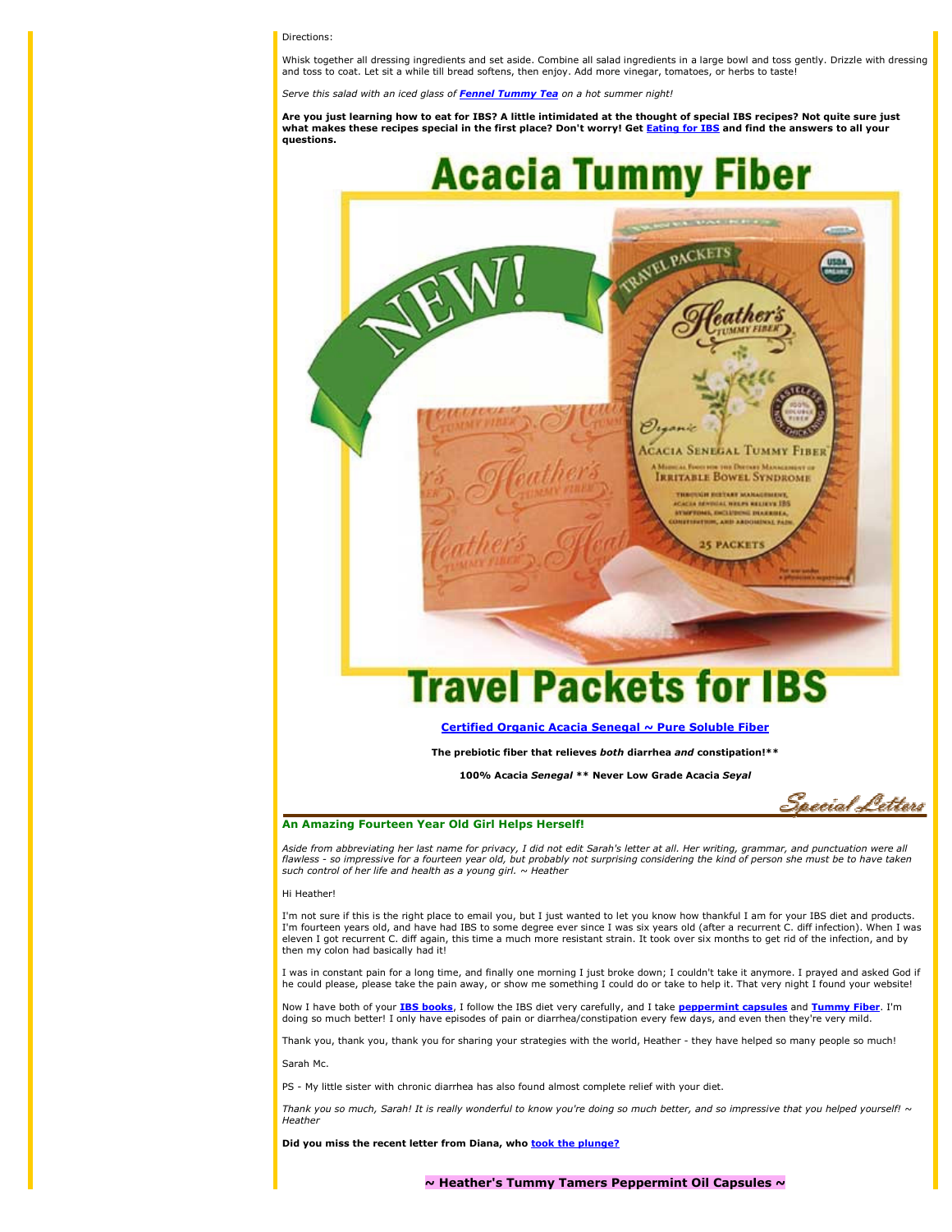Directions:

Whisk together all dressing ingredients and set aside. Combine all salad ingredients in a large bowl and toss gently. Drizzle with dressing and toss to coat. Let sit a while till bread softens, then enjoy. Add more vinegar, tomatoes, or herbs to taste!

*Serve this salad with an iced glass of* ***Fennel Tummy Tea*** *on a hot summer night!*

**Are you just learning how to eat for IBS? A little intimidated at the thought of special IBS recipes? Not quite sure just what makes these recipes special in the first place? Don't worry! Get Eating for IBS and find the answers to all your questions.**

# Acacia Tummy Fiber

# Travel Packets for IBS

**Certified Organic Acacia Senegal ~ Pure Soluble Fiber**

**The prebiotic fiber that relieves *both* diarrhea *and* constipation!****

**100% Acacia *Senegal* ** Never Low Grade Acacia *Seyal***

*Special Letters*

### An Amazing Fourteen Year Old Girl Helps Herself!

*Aside from abbreviating her last name for privacy, I did not edit Sarah's letter at all. Her writing, grammar, and punctuation were all flawless - so impressive for a fourteen year old, but probably not surprising considering the kind of person she must be to have taken such control of her life and health as a young girl. ~ Heather*

Hi Heather!

I'm not sure if this is the right place to email you, but I just wanted to let you know how thankful I am for your IBS diet and products. I'm fourteen years old, and have had IBS to some degree ever since I was six years old (after a recurrent C. diff infection). When I was eleven I got recurrent C. diff again, this time a much more resistant strain. It took over six months to get rid of the infection, and by then my colon had basically had it!

I was in constant pain for a long time, and finally one morning I just broke down; I couldn't take it anymore. I prayed and asked God if he could please, please take the pain away, or show me something I could do or take to help it. That very night I found your website!

Now I have both of your **IBS books**, I follow the IBS diet very carefully, and I take **peppermint capsules** and **Tummy Fiber**. I'm doing so much better! I only have episodes of pain or diarrhea/constipation every few days, and even then they're very mild.

Thank you, thank you, thank you for sharing your strategies with the world, Heather - they have helped so many people so much!

Sarah Mc.

PS - My little sister with chronic diarrhea has also found almost complete relief with your diet.

*Thank you so much, Sarah! It is really wonderful to know you're doing so much better, and so impressive that you helped yourself! ~ Heather*

**Did you miss the recent letter from Diana, who took the plunge?**

**~ Heather's Tummy Tamers Peppermint Oil Capsules ~**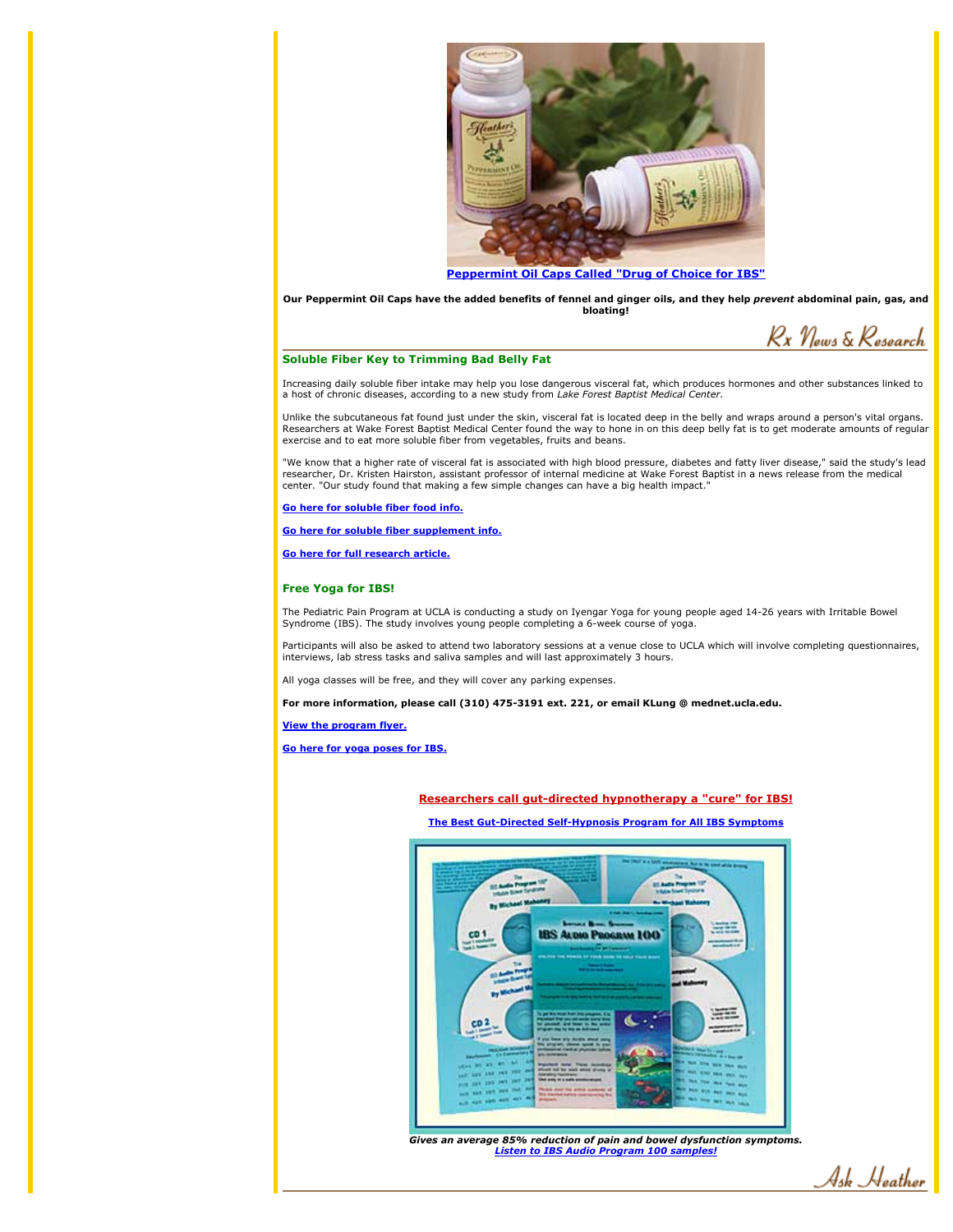**Peppermint Oil Caps Called "Drug of Choice for IBS"**

**Our Peppermint Oil Caps have the added benefits of fennel and ginger oils, and they help *prevent* abdominal pain, gas, and bloating!**

Rx News & Research

### Soluble Fiber Key to Trimming Bad Belly Fat

Increasing daily soluble fiber intake may help you lose dangerous visceral fat, which produces hormones and other substances linked to a host of chronic diseases, according to a new study from *Lake Forest Baptist Medical Center*.

Unlike the subcutaneous fat found just under the skin, visceral fat is located deep in the belly and wraps around a person's vital organs. Researchers at Wake Forest Baptist Medical Center found the way to hone in on this deep belly fat is to get moderate amounts of regular exercise and to eat more soluble fiber from vegetables, fruits and beans.

"We know that a higher rate of visceral fat is associated with high blood pressure, diabetes and fatty liver disease," said the study's lead researcher, Dr. Kristen Hairston, assistant professor of internal medicine at Wake Forest Baptist in a news release from the medical center. "Our study found that making a few simple changes can have a big health impact."

**Go here for soluble fiber food info.**

**Go here for soluble fiber supplement info.**

**Go here for full research article.**

### Free Yoga for IBS!

The Pediatric Pain Program at UCLA is conducting a study on Iyengar Yoga for young people aged 14-26 years with Irritable Bowel Syndrome (IBS). The study involves young people completing a 6-week course of yoga.

Participants will also be asked to attend two laboratory sessions at a venue close to UCLA which will involve completing questionnaires, interviews, lab stress tasks and saliva samples and will last approximately 3 hours.

All yoga classes will be free, and they will cover any parking expenses.

**For more information, please call (310) 475-3191 ext. 221, or email KLung @ mednet.ucla.edu.**

**View the program flyer.**

**Go here for yoga poses for IBS.**

**Researchers call gut-directed hypnotherapy a "cure" for IBS!**

**The Best Gut-Directed Self-Hypnosis Program for All IBS Symptoms**

***Gives an average 85% reduction of pain and bowel dysfunction symptoms.***
***Listen to IBS Audio Program 100 samples!***

Ask Heather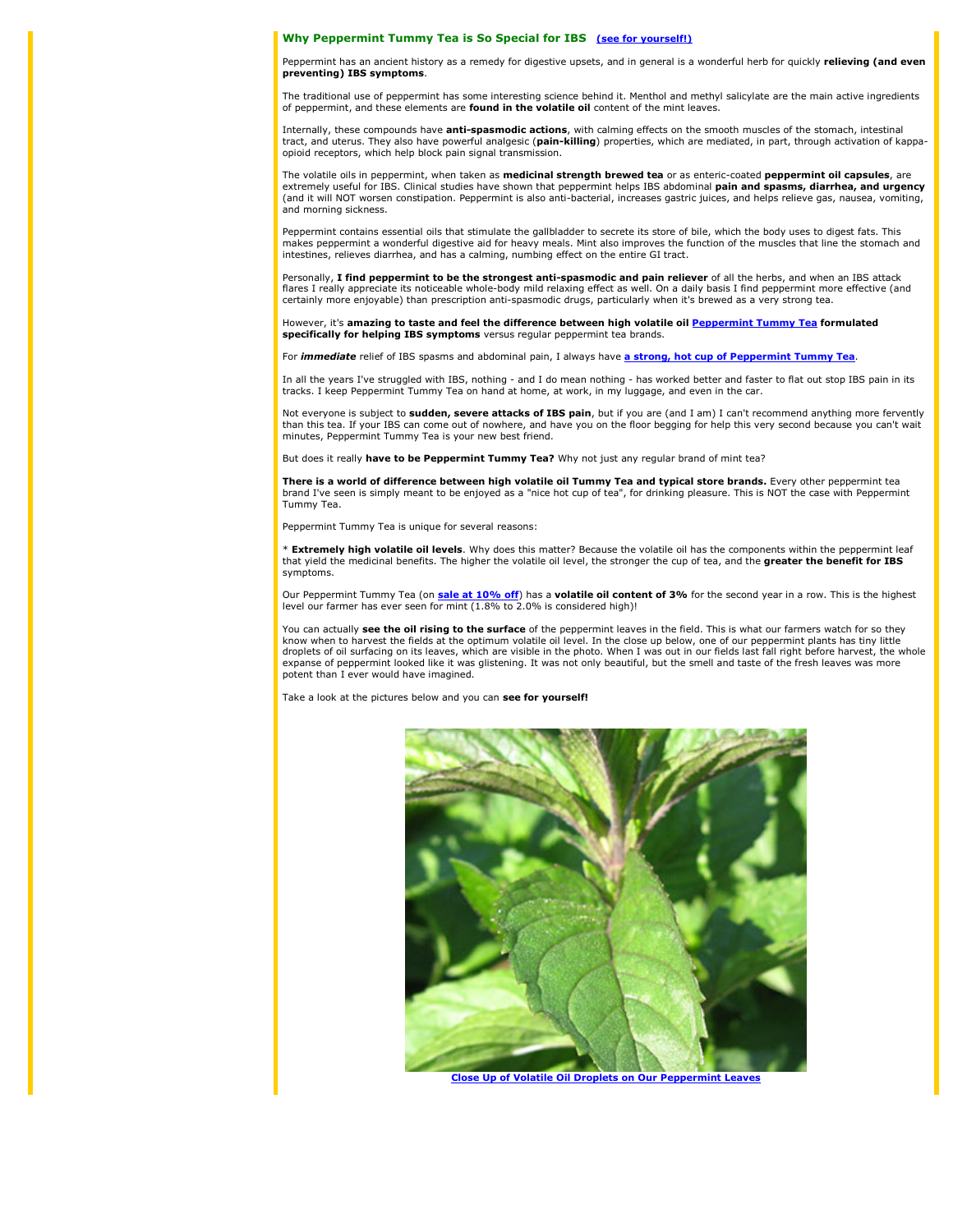## Why Peppermint Tummy Tea is So Special for IBS (see for yourself!)

Peppermint has an ancient history as a remedy for digestive upsets, and in general is a wonderful herb for quickly **relieving (and even preventing) IBS symptoms**.

The traditional use of peppermint has some interesting science behind it. Menthol and methyl salicylate are the main active ingredients of peppermint, and these elements are **found in the volatile oil** content of the mint leaves.

Internally, these compounds have **anti-spasmodic actions**, with calming effects on the smooth muscles of the stomach, intestinal tract, and uterus. They also have powerful analgesic (**pain-killing**) properties, which are mediated, in part, through activation of kappa-opioid receptors, which help block pain signal transmission.

The volatile oils in peppermint, when taken as **medicinal strength brewed tea** or as enteric-coated **peppermint oil capsules**, are extremely useful for IBS. Clinical studies have shown that peppermint helps IBS abdominal **pain and spasms, diarrhea, and urgency** (and it will NOT worsen constipation. Peppermint is also anti-bacterial, increases gastric juices, and helps relieve gas, nausea, vomiting, and morning sickness.

Peppermint contains essential oils that stimulate the gallbladder to secrete its store of bile, which the body uses to digest fats. This makes peppermint a wonderful digestive aid for heavy meals. Mint also improves the function of the muscles that line the stomach and intestines, relieves diarrhea, and has a calming, numbing effect on the entire GI tract.

Personally, **I find peppermint to be the strongest anti-spasmodic and pain reliever** of all the herbs, and when an IBS attack flares I really appreciate its noticeable whole-body mild relaxing effect as well. On a daily basis I find peppermint more effective (and certainly more enjoyable) than prescription anti-spasmodic drugs, particularly when it's brewed as a very strong tea.

However, it's **amazing to taste and feel the difference between high volatile oil Peppermint Tummy Tea formulated specifically for helping IBS symptoms** versus regular peppermint tea brands.

For ***immediate*** relief of IBS spasms and abdominal pain, I always have **a strong, hot cup of Peppermint Tummy Tea**.

In all the years I've struggled with IBS, nothing - and I do mean nothing - has worked better and faster to flat out stop IBS pain in its tracks. I keep Peppermint Tummy Tea on hand at home, at work, in my luggage, and even in the car.

Not everyone is subject to **sudden, severe attacks of IBS pain**, but if you are (and I am) I can't recommend anything more fervently than this tea. If your IBS can come out of nowhere, and have you on the floor begging for help this very second because you can't wait minutes, Peppermint Tummy Tea is your new best friend.

But does it really **have to be Peppermint Tummy Tea?** Why not just any regular brand of mint tea?

**There is a world of difference between high volatile oil Tummy Tea and typical store brands.** Every other peppermint tea brand I've seen is simply meant to be enjoyed as a "nice hot cup of tea", for drinking pleasure. This is NOT the case with Peppermint Tummy Tea.

Peppermint Tummy Tea is unique for several reasons:

* **Extremely high volatile oil levels**. Why does this matter? Because the volatile oil has the components within the peppermint leaf that yield the medicinal benefits. The higher the volatile oil level, the stronger the cup of tea, and the **greater the benefit for IBS** symptoms.

Our Peppermint Tummy Tea (on **sale at 10% off**) has a **volatile oil content of 3%** for the second year in a row. This is the highest level our farmer has ever seen for mint (1.8% to 2.0% is considered high)!

You can actually **see the oil rising to the surface** of the peppermint leaves in the field. This is what our farmers watch for so they know when to harvest the fields at the optimum volatile oil level. In the close up below, one of our peppermint plants has tiny little droplets of oil surfacing on its leaves, which are visible in the photo. When I was out in our fields last fall right before harvest, the whole expanse of peppermint looked like it was glistening. It was not only beautiful, but the smell and taste of the fresh leaves was more potent than I ever would have imagined.

Take a look at the pictures below and you can **see for yourself!**

**Close Up of Volatile Oil Droplets on Our Peppermint Leaves**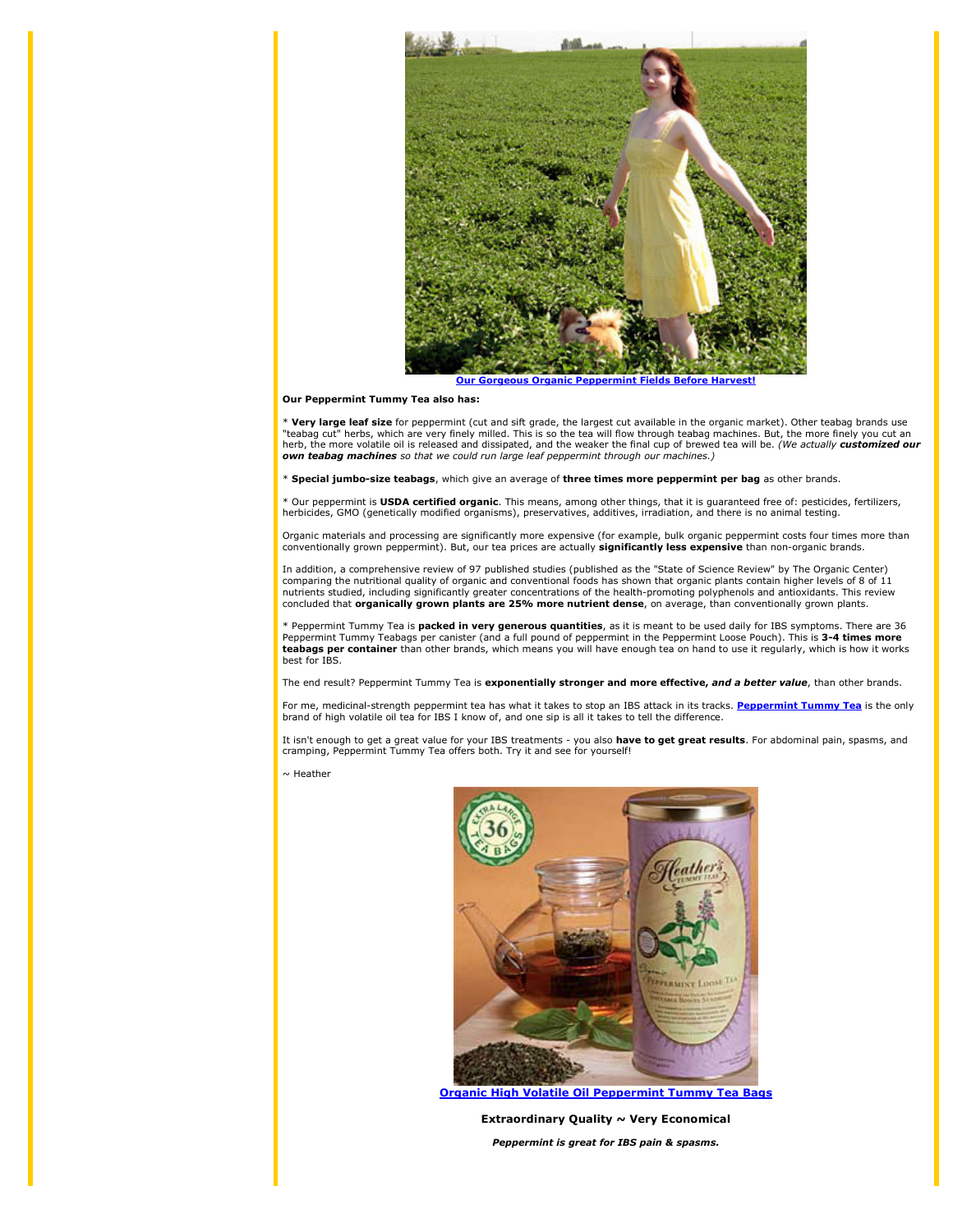[Our Gorgeous Organic Peppermint Fields Before Harvest!]

**Our Peppermint Tummy Tea also has:**

* **Very large leaf size** for peppermint (cut and sift grade, the largest cut available in the organic market). Other teabag brands use "teabag cut" herbs, which are very finely milled. This is so the tea will flow through teabag machines. But, the more finely you cut an herb, the more volatile oil is released and dissipated, and the weaker the final cup of brewed tea will be. *(We actually **customized our own teabag machines** so that we could run large leaf peppermint through our machines.)*

* **Special jumbo-size teabags**, which give an average of **three times more peppermint per bag** as other brands.

* Our peppermint is **USDA certified organic**. This means, among other things, that it is guaranteed free of: pesticides, fertilizers, herbicides, GMO (genetically modified organisms), preservatives, additives, irradiation, and there is no animal testing.

Organic materials and processing are significantly more expensive (for example, bulk organic peppermint costs four times more than conventionally grown peppermint). But, our tea prices are actually **significantly less expensive** than non-organic brands.

In addition, a comprehensive review of 97 published studies (published as the "State of Science Review" by The Organic Center) comparing the nutritional quality of organic and conventional foods has shown that organic plants contain higher levels of 8 of 11 nutrients studied, including significantly greater concentrations of the health-promoting polyphenols and antioxidants. This review concluded that **organically grown plants are 25% more nutrient dense**, on average, than conventionally grown plants.

* Peppermint Tummy Tea is **packed in very generous quantities**, as it is meant to be used daily for IBS symptoms. There are 36 Peppermint Tummy Teabags per canister (and a full pound of peppermint in the Peppermint Loose Pouch). This is **3-4 times more teabags per container** than other brands, which means you will have enough tea on hand to use it regularly, which is how it works best for IBS.

The end result? Peppermint Tummy Tea is **exponentially stronger and more effective, *and a better value***, than other brands.

For me, medicinal-strength peppermint tea has what it takes to stop an IBS attack in its tracks. [Peppermint Tummy Tea] is the only brand of high volatile oil tea for IBS I know of, and one sip is all it takes to tell the difference.

It isn't enough to get a great value for your IBS treatments - you also **have to get great results**. For abdominal pain, spasms, and cramping, Peppermint Tummy Tea offers both. Try it and see for yourself!

~ Heather

[Organic High Volatile Oil Peppermint Tummy Tea Bags]

**Extraordinary Quality ~ Very Economical**

***Peppermint is great for IBS pain & spasms.***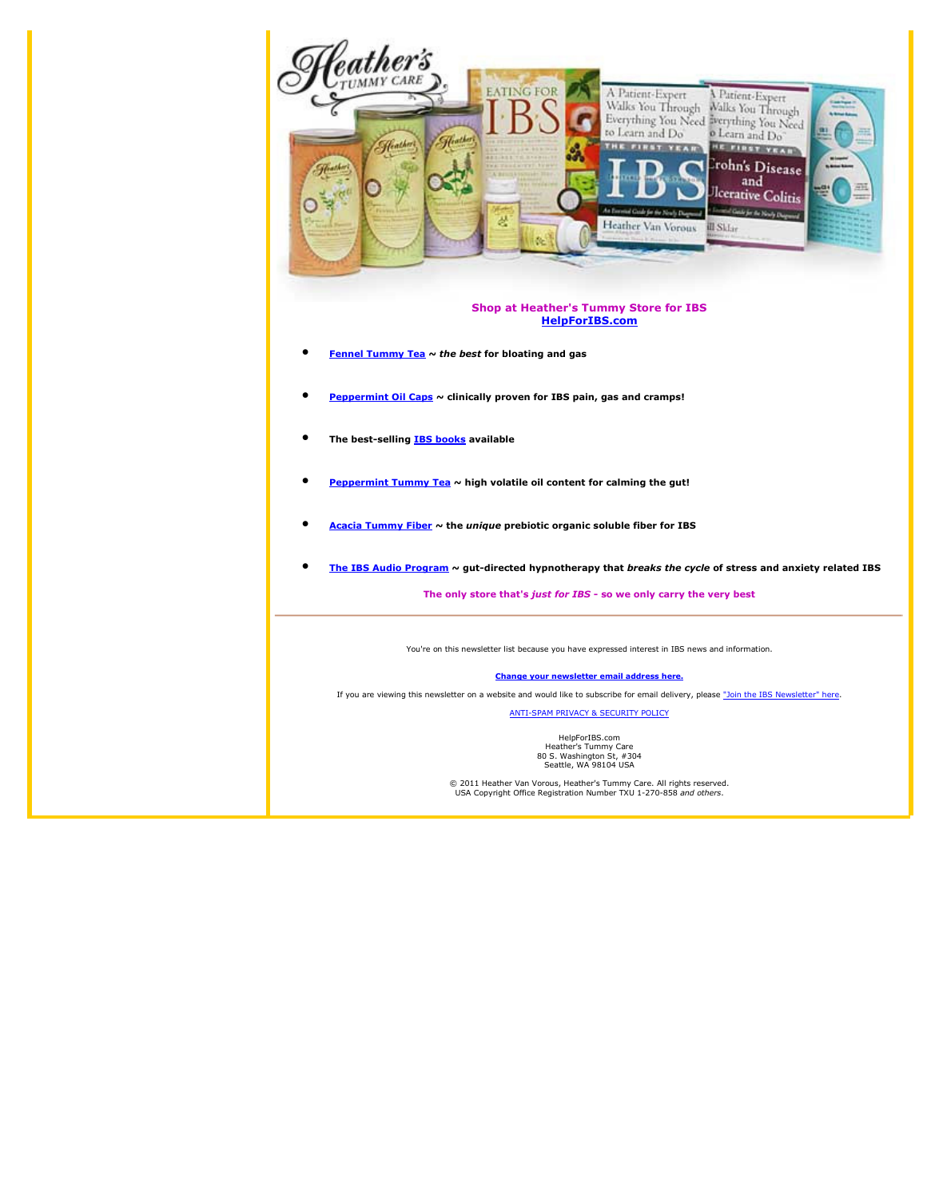**Shop at Heather's Tummy Store for IBS**
**HelpForIBS.com**

- **Fennel Tummy Tea ~ *the best* for bloating and gas**
- **Peppermint Oil Caps ~ clinically proven for IBS pain, gas and cramps!**
- **The best-selling IBS books available**
- **Peppermint Tummy Tea ~ high volatile oil content for calming the gut!**
- **Acacia Tummy Fiber ~ the *unique* prebiotic organic soluble fiber for IBS**
- **The IBS Audio Program ~ gut-directed hypnotherapy that *breaks the cycle* of stress and anxiety related IBS**

**The only store that's *just for IBS* - so we only carry the very best**

---

You're on this newsletter list because you have expressed interest in IBS news and information.

**Change your newsletter email address here.**

If you are viewing this newsletter on a website and would like to subscribe for email delivery, please "Join the IBS Newsletter" here.

ANTI-SPAM PRIVACY & SECURITY POLICY

HelpForIBS.com
Heather's Tummy Care
80 S. Washington St, #304
Seattle, WA 98104 USA

© 2011 Heather Van Vorous, Heather's Tummy Care. All rights reserved.
USA Copyright Office Registration Number TXU 1-270-858 *and others*.